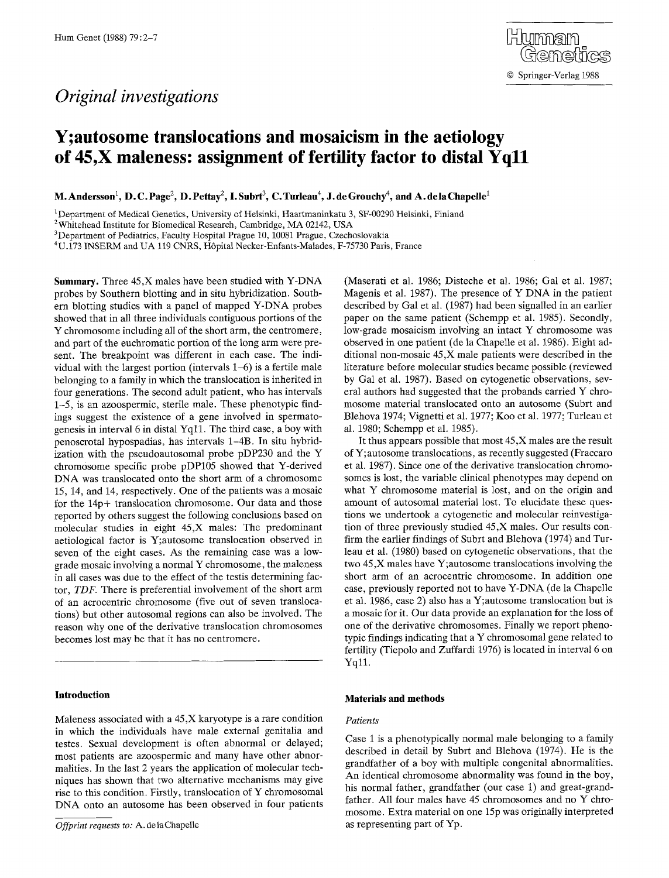*Original investigations*

# Y;autosome translocations and mosaicism in the aetiology of 45,X maleness: assignment of fertility factor to distal Yq11

**M. Andersson[1], D. C. Page[2], D. Pettay[2], I. Subrt[3], C. Turleau[4], J. de Grouchy[4], and A. de la Chapelle[1]**

[1] Department of Medical Genetics, University of Helsinki, Haartmaninkatu 3, SF-00290 Helsinki, Finland
[2] Whitehead Institute for Biomedical Research, Cambridge, MA 02142, USA
[3] Department of Pediatrics, Faculty Hospital Prague 10, 10081 Prague, Czechoslovakia
[4] U.173 INSERM and UA 119 CNRS, Hôpital Necker-Enfants-Malades, F-75730 Paris, France

**Summary.** Three 45,X males have been studied with Y-DNA probes by Southern blotting and in situ hybridization. Southern blotting studies with a panel of mapped Y-DNA probes showed that in all three individuals contiguous portions of the Y chromosome including all of the short arm, the centromere, and part of the euchromatic portion of the long arm were present. The breakpoint was different in each case. The individual with the largest portion (intervals 1–6) is a fertile male belonging to a family in which the translocation is inherited in four generations. The second adult patient, who has intervals 1–5, is an azoospermic, sterile male. These phenotypic findings suggest the existence of a gene involved in spermatogenesis in interval 6 in distal Yq11. The third case, a boy with penoscrotal hypospadias, has intervals 1–4B. In situ hybridization with the pseudoautosomal probe pDP230 and the Y chromosome specific probe pDP105 showed that Y-derived DNA was translocated onto the short arm of a chromosome 15, 14, and 14, respectively. One of the patients was a mosaic for the 14p+ translocation chromosome. Our data and those reported by others suggest the following conclusions based on molecular studies in eight 45,X males: The predominant aetiological factor is Y;autosome translocation observed in seven of the eight cases. As the remaining case was a low-grade mosaic involving a normal Y chromosome, the maleness in all cases was due to the effect of the testis determining factor, *TDF*. There is preferential involvement of the short arm of an acrocentric chromosome (five out of seven translocations) but other autosomal regions can also be involved. The reason why one of the derivative translocation chromosomes becomes lost may be that it has no centromere.

## Introduction

Maleness associated with a 45,X karyotype is a rare condition in which the individuals have male external genitalia and testes. Sexual development is often abnormal or delayed; most patients are azoospermic and many have other abnormalities. In the last 2 years the application of molecular techniques has shown that two alternative mechanisms may give rise to this condition. Firstly, translocation of Y chromosomal DNA onto an autosome has been observed in four patients (Maserati et al. 1986; Disteche et al. 1986; Gal et al. 1987; Magenis et al. 1987). The presence of Y DNA in the patient described by Gal et al. (1987) had been signalled in an earlier paper on the same patient (Schempp et al. 1985). Secondly, low-grade mosaicism involving an intact Y chromosome was observed in one patient (de la Chapelle et al. 1986). Eight additional non-mosaic 45,X male patients were described in the literature before molecular studies became possible (reviewed by Gal et al. 1987). Based on cytogenetic observations, several authors had suggested that the probands carried Y chromosome material translocated onto an autosome (Subrt and Blehova 1974; Vignetti et al. 1977; Koo et al. 1977; Turleau et al. 1980; Schempp et al. 1985).

It thus appears possible that most 45,X males are the result of Y;autosome translocations, as recently suggested (Fraccaro et al. 1987). Since one of the derivative translocation chromosomes is lost, the variable clinical phenotypes may depend on what Y chromosome material is lost, and on the origin and amount of autosomal material lost. To elucidate these questions we undertook a cytogenetic and molecular reinvestigation of three previously studied 45,X males. Our results confirm the earlier findings of Subrt and Blehova (1974) and Turleau et al. (1980) based on cytogenetic observations, that the two 45,X males have Y;autosome translocations involving the short arm of an acrocentric chromosome. In addition one case, previously reported not to have Y-DNA (de la Chapelle et al. 1986, case 2) also has a Y;autosome translocation but is a mosaic for it. Our data provide an explanation for the loss of one of the derivative chromosomes. Finally we report phenotypic findings indicating that a Y chromosomal gene related to fertility (Tiepolo and Zuffardi 1976) is located in interval 6 on Yq11.

## Materials and methods

### *Patients*

Case 1 is a phenotypically normal male belonging to a family described in detail by Subrt and Blehova (1974). He is the grandfather of a boy with multiple congenital abnormalities. An identical chromosome abnormality was found in the boy, his normal father, grandfather (our case 1) and great-grandfather. All four males have 45 chromosomes and no Y chromosome. Extra material on one 15p was originally interpreted as representing part of Yp.

*Offprint requests to:* A. de la Chapelle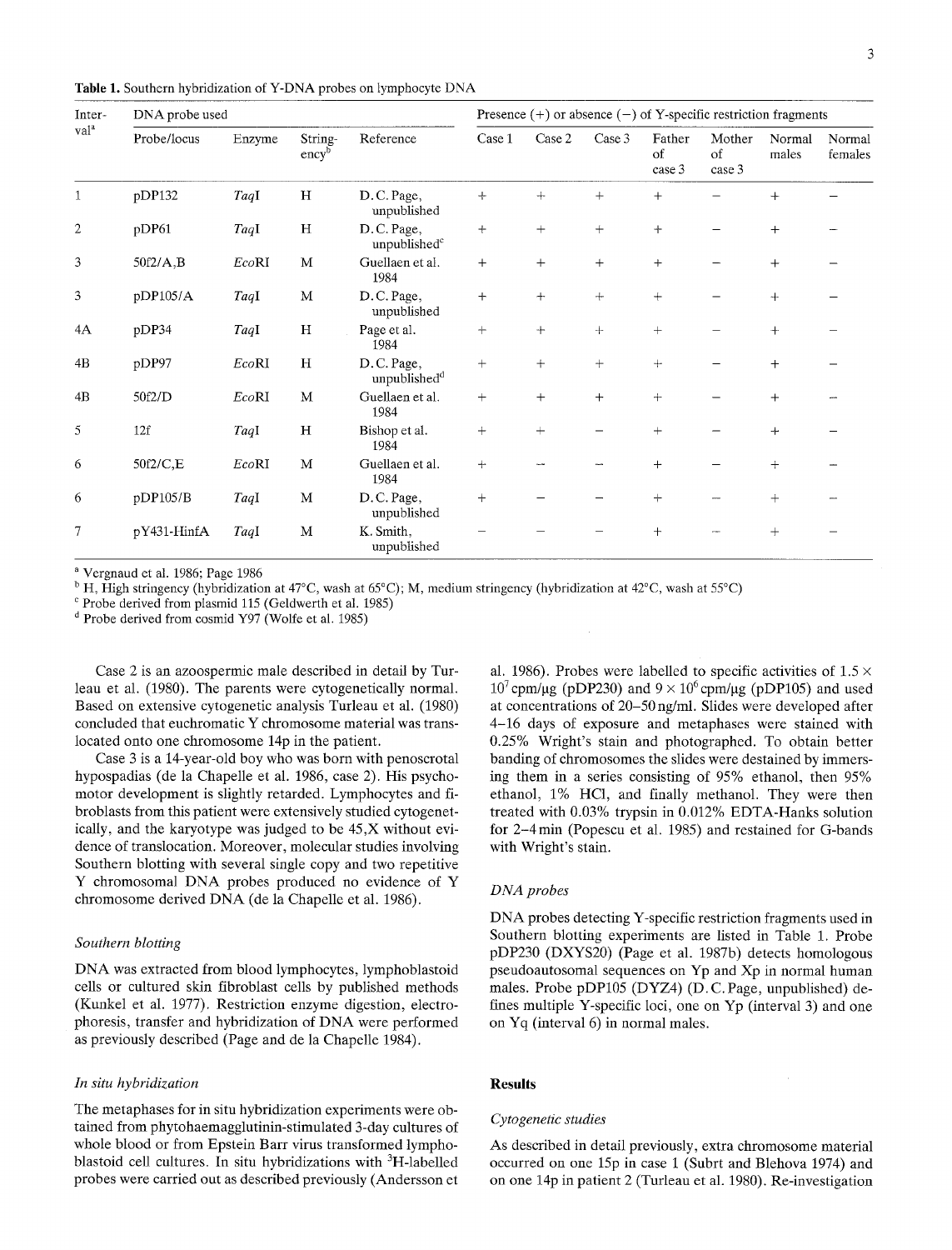**Table 1.** Southern hybridization of Y-DNA probes on lymphocyte DNA

| Interval[a] | DNA probe used | | | | Presence (+) or absence (−) of Y-specific restriction fragments | | | | | | |
|---|---|---|---|---|---|---|---|---|---|---|---|
| | Probe/locus | Enzyme | Stringency[b] | Reference | Case 1 | Case 2 | Case 3 | Father of case 3 | Mother of case 3 | Normal males | Normal females |
| 1 | pDP132 | *Taq*I | H | D.C. Page, unpublished | + | + | + | + | − | + | − |
| 2 | pDP61 | *Taq*I | H | D.C. Page, unpublished[c] | + | + | + | + | − | + | − |
| 3 | 50f2/A,B | *Eco*RI | M | Guellaen et al. 1984 | + | + | + | + | − | + | − |
| 3 | pDP105/A | *Taq*I | M | D.C. Page, unpublished | + | + | + | + | − | + | − |
| 4A | pDP34 | *Taq*I | H | Page et al. 1984 | + | + | + | + | − | + | − |
| 4B | pDP97 | *Eco*RI | H | D.C. Page, unpublished[d] | + | + | + | + | − | + | − |
| 4B | 50f2/D | *Eco*RI | M | Guellaen et al. 1984 | + | + | + | + | − | + | − |
| 5 | 12f | *Taq*I | H | Bishop et al. 1984 | + | + | − | + | − | + | − |
| 6 | 50f2/C,E | *Eco*RI | M | Guellaen et al. 1984 | + | − | − | + | − | + | − |
| 6 | pDP105/B | *Taq*I | M | D.C. Page, unpublished | + | − | − | + | − | + | − |
| 7 | pY431-HinfA | *Taq*I | M | K. Smith, unpublished | − | − | − | + | − | + | − |

[a] Vergnaud et al. 1986; Page 1986

[b] H, High stringency (hybridization at 47°C, wash at 65°C); M, medium stringency (hybridization at 42°C, wash at 55°C)

[c] Probe derived from plasmid 115 (Geldwerth et al. 1985)

[d] Probe derived from cosmid Y97 (Wolfe et al. 1985)

Case 2 is an azoospermic male described in detail by Turleau et al. (1980). The parents were cytogenetically normal. Based on extensive cytogenetic analysis Turleau et al. (1980) concluded that euchromatic Y chromosome material was translocated onto one chromosome 14p in the patient.

Case 3 is a 14-year-old boy who was born with penoscrotal hypospadias (de la Chapelle et al. 1986, case 2). His psychomotor development is slightly retarded. Lymphocytes and fibroblasts from this patient were extensively studied cytogenetically, and the karyotype was judged to be 45,X without evidence of translocation. Moreover, molecular studies involving Southern blotting with several single copy and two repetitive Y chromosomal DNA probes produced no evidence of Y chromosome derived DNA (de la Chapelle et al. 1986).

### Southern blotting

DNA was extracted from blood lymphocytes, lymphoblastoid cells or cultured skin fibroblast cells by published methods (Kunkel et al. 1977). Restriction enzyme digestion, electrophoresis, transfer and hybridization of DNA were performed as previously described (Page and de la Chapelle 1984).

### In situ hybridization

The metaphases for in situ hybridization experiments were obtained from phytohaemagglutinin-stimulated 3-day cultures of whole blood or from Epstein Barr virus transformed lymphoblastoid cell cultures. In situ hybridizations with $^{3}$H-labelled probes were carried out as described previously (Andersson et al. 1986). Probes were labelled to specific activities of $1.5 \times 10^{7}$ cpm/µg (pDP230) and $9 \times 10^{6}$ cpm/µg (pDP105) and used at concentrations of 20–50 ng/ml. Slides were developed after 4–16 days of exposure and metaphases were stained with 0.25% Wright's stain and photographed. To obtain better banding of chromosomes the slides were destained by immersing them in a series consisting of 95% ethanol, then 95% ethanol, 1% HCl, and finally methanol. They were then treated with 0.03% trypsin in 0.012% EDTA-Hanks solution for 2–4 min (Popescu et al. 1985) and restained for G-bands with Wright's stain.

### DNA probes

DNA probes detecting Y-specific restriction fragments used in Southern blotting experiments are listed in Table 1. Probe pDP230 (DXYS20) (Page et al. 1987b) detects homologous pseudoautosomal sequences on Yp and Xp in normal human males. Probe pDP105 (DYZ4) (D.C. Page, unpublished) defines multiple Y-specific loci, one on Yp (interval 3) and one on Yq (interval 6) in normal males.

## Results

### Cytogenetic studies

As described in detail previously, extra chromosome material occurred on one 15p in case 1 (Subrt and Blehova 1974) and on one 14p in patient 2 (Turleau et al. 1980). Re-investigation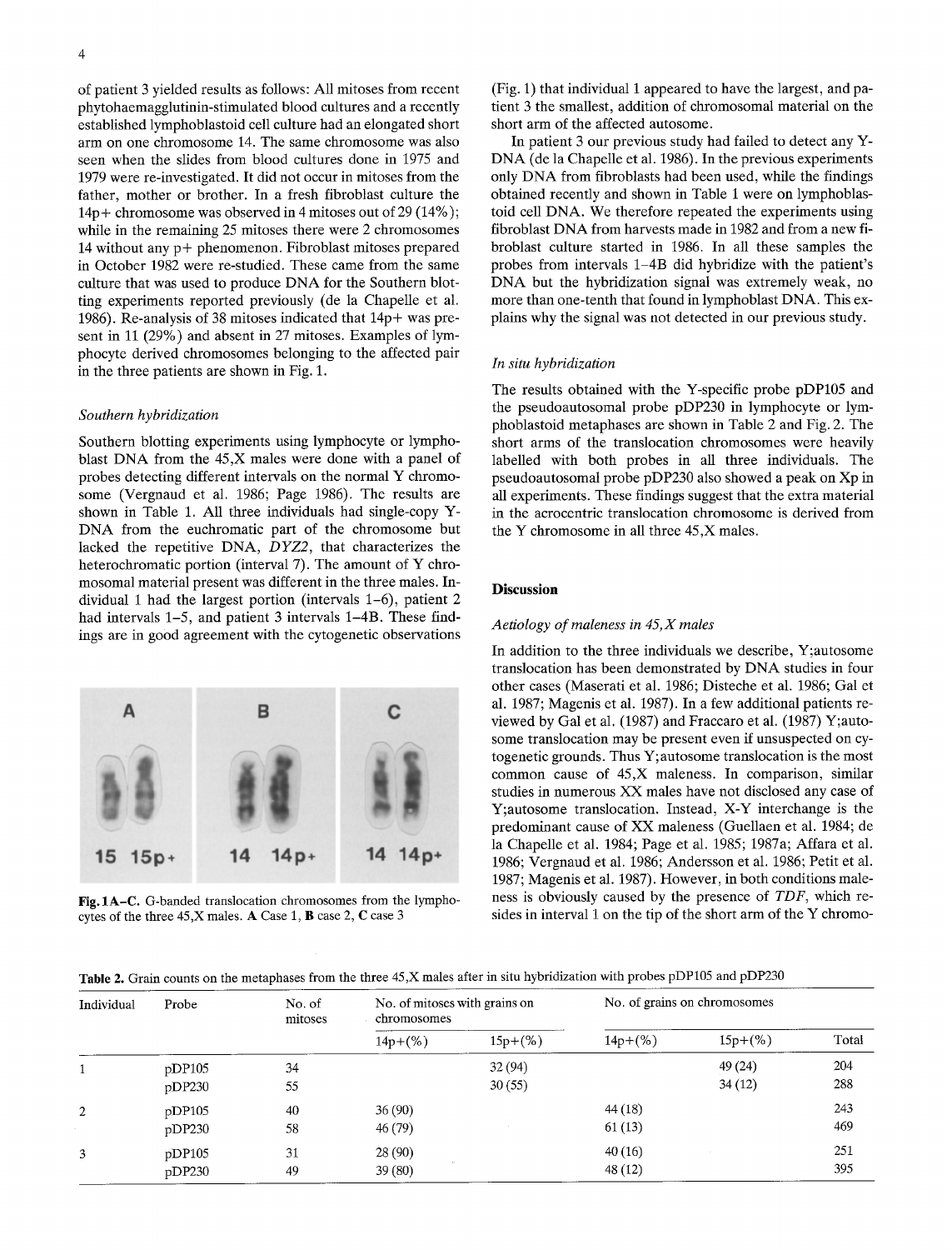of patient 3 yielded results as follows: All mitoses from recent phytohaemagglutinin-stimulated blood cultures and a recently established lymphoblastoid cell culture had an elongated short arm on one chromosome 14. The same chromosome was also seen when the slides from blood cultures done in 1975 and 1979 were re-investigated. It did not occur in mitoses from the father, mother or brother. In a fresh fibroblast culture the 14p+ chromosome was observed in 4 mitoses out of 29 (14%); while in the remaining 25 mitoses there were 2 chromosomes 14 without any p+ phenomenon. Fibroblast mitoses prepared in October 1982 were re-studied. These came from the same culture that was used to produce DNA for the Southern blotting experiments reported previously (de la Chapelle et al. 1986). Re-analysis of 38 mitoses indicated that 14p+ was present in 11 (29%) and absent in 27 mitoses. Examples of lymphocyte derived chromosomes belonging to the affected pair in the three patients are shown in Fig. 1.

### *Southern hybridization*

Southern blotting experiments using lymphocyte or lymphoblast DNA from the 45,X males were done with a panel of probes detecting different intervals on the normal Y chromosome (Vergnaud et al. 1986; Page 1986). The results are shown in Table 1. All three individuals had single-copy Y-DNA from the euchromatic part of the chromosome but lacked the repetitive DNA, *DYZ2*, that characterizes the heterochromatic portion (interval 7). The amount of Y chromosomal material present was different in the three males. Individual 1 had the largest portion (intervals 1–6), patient 2 had intervals 1–5, and patient 3 intervals 1–4B. These findings are in good agreement with the cytogenetic observations (Fig. 1) that individual 1 appeared to have the largest, and patient 3 the smallest, addition of chromosomal material on the short arm of the affected autosome.

In patient 3 our previous study had failed to detect any Y-DNA (de la Chapelle et al. 1986). In the previous experiments only DNA from fibroblasts had been used, while the findings obtained recently and shown in Table 1 were on lymphoblastoid cell DNA. We therefore repeated the experiments using fibroblast DNA from harvests made in 1982 and from a new fibroblast culture started in 1986. In all these samples the probes from intervals 1–4B did hybridize with the patient's DNA but the hybridization signal was extremely weak, no more than one-tenth that found in lymphoblast DNA. This explains why the signal was not detected in our previous study.

**Fig. 1A–C.** G-banded translocation chromosomes from the lymphocytes of the three 45,X males. **A** Case 1, **B** case 2, **C** case 3

### *In situ hybridization*

The results obtained with the Y-specific probe pDP105 and the pseudoautosomal probe pDP230 in lymphocyte or lymphoblastoid metaphases are shown in Table 2 and Fig. 2. The short arms of the translocation chromosomes were heavily labelled with both probes in all three individuals. The pseudoautosomal probe pDP230 also showed a peak on Xp in all experiments. These findings suggest that the extra material in the acrocentric translocation chromosome is derived from the Y chromosome in all three 45,X males.

## Discussion

### *Aetiology of maleness in 45,X males*

In addition to the three individuals we describe, Y;autosome translocation has been demonstrated by DNA studies in four other cases (Maserati et al. 1986; Disteche et al. 1986; Gal et al. 1987; Magenis et al. 1987). In a few additional patients reviewed by Gal et al. (1987) and Fraccaro et al. (1987) Y;autosome translocation may be present even if unsuspected on cytogenetic grounds. Thus Y;autosome translocation is the most common cause of 45,X maleness. In comparison, similar studies in numerous XX males have not disclosed any case of Y;autosome translocation. Instead, X-Y interchange is the predominant cause of XX maleness (Guellaen et al. 1984; de la Chapelle et al. 1984; Page et al. 1985; 1987a; Affara et al. 1986; Vergnaud et al. 1986; Andersson et al. 1986; Petit et al. 1987; Magenis et al. 1987). However, in both conditions maleness is obviously caused by the presence of *TDF*, which resides in interval 1 on the tip of the short arm of the Y chromo-

**Table 2.** Grain counts on the metaphases from the three 45,X males after in situ hybridization with probes pDP105 and pDP230

| Individual | Probe | No. of mitoses | No. of mitoses with grains on chromosomes | | No. of grains on chromosomes | | |
|---|---|---|---|---|---|---|---|
| | | | 14p+(%) | 15p+(%) | 14p+(%) | 15p+(%) | Total |
| 1 | pDP105 | 34 | | 32 (94) | | 49 (24) | 204 |
| | pDP230 | 55 | | 30 (55) | | 34 (12) | 288 |
| 2 | pDP105 | 40 | 36 (90) | | 44 (18) | | 243 |
| | pDP230 | 58 | 46 (79) | | 61 (13) | | 469 |
| 3 | pDP105 | 31 | 28 (90) | | 40 (16) | | 251 |
| | pDP230 | 49 | 39 (80) | | 48 (12) | | 395 |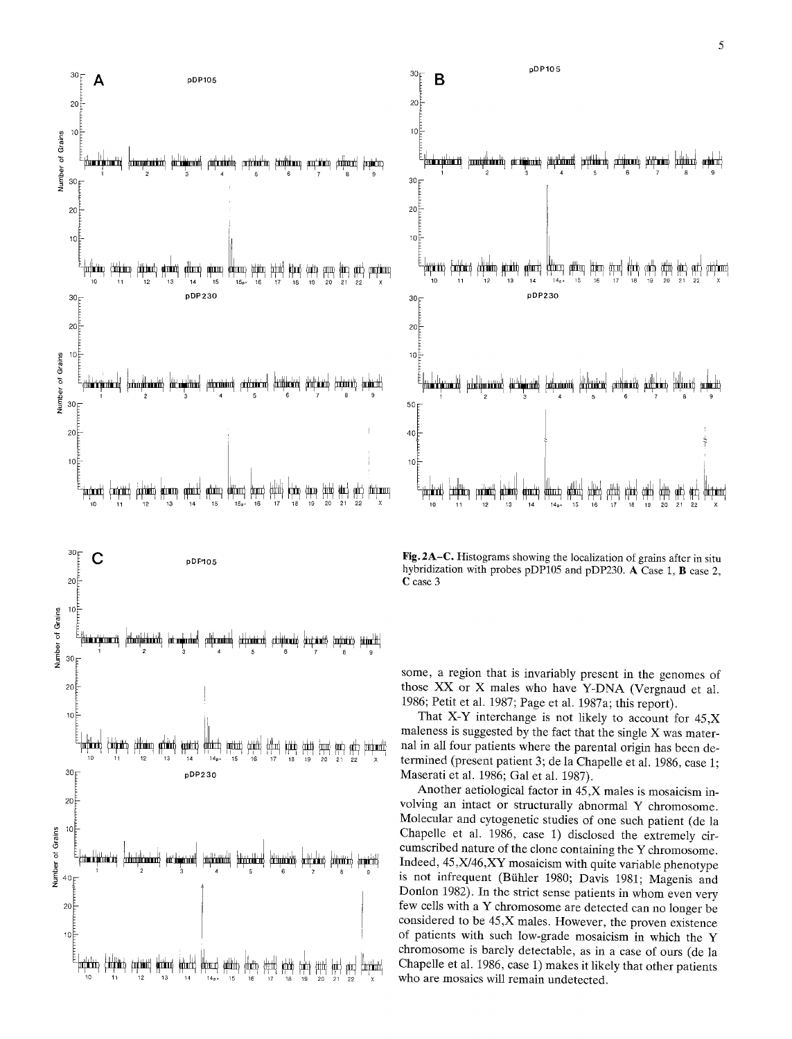**Fig. 2A–C.** Histograms showing the localization of grains after in situ hybridization with probes pDP105 and pDP230. **A** Case 1, **B** case 2, **C** case 3

some, a region that is invariably present in the genomes of those XX or XY males who have Y-DNA (Vergnaud et al. 1986; Petit et al. 1987; Page et al. 1987a; this report).

That X-Y interchange is not likely to account for 45,X maleness is suggested by the fact that the single X was maternal in all four patients where the parental origin has been determined (present patient 3; de la Chapelle et al. 1986, case 1; Maserati et al. 1986; Gal et al. 1987).

Another aetiological factor in 45,X males is mosaicism involving an intact or structurally abnormal Y chromosome. Molecular and cytogenetic studies of one such patient (de la Chapelle et al. 1986, case 1) disclosed the extremely circumscribed nature of the clone containing the Y chromosome. Indeed, 45,X/46,XY mosaicism with quite variable phenotype is not infrequent (Bühler 1980; Davis 1981; Magenis and Donlon 1982). In the strict sense patients in whom even very few cells with a Y chromosome are detected can no longer be considered to be 45,X males. However, the proven existence of patients with such low-grade mosaicism in which the Y chromosome is barely detectable, as in a case of ours (de la Chapelle et al. 1986, case 1) makes it likely that other patients who are mosaics will remain undetected.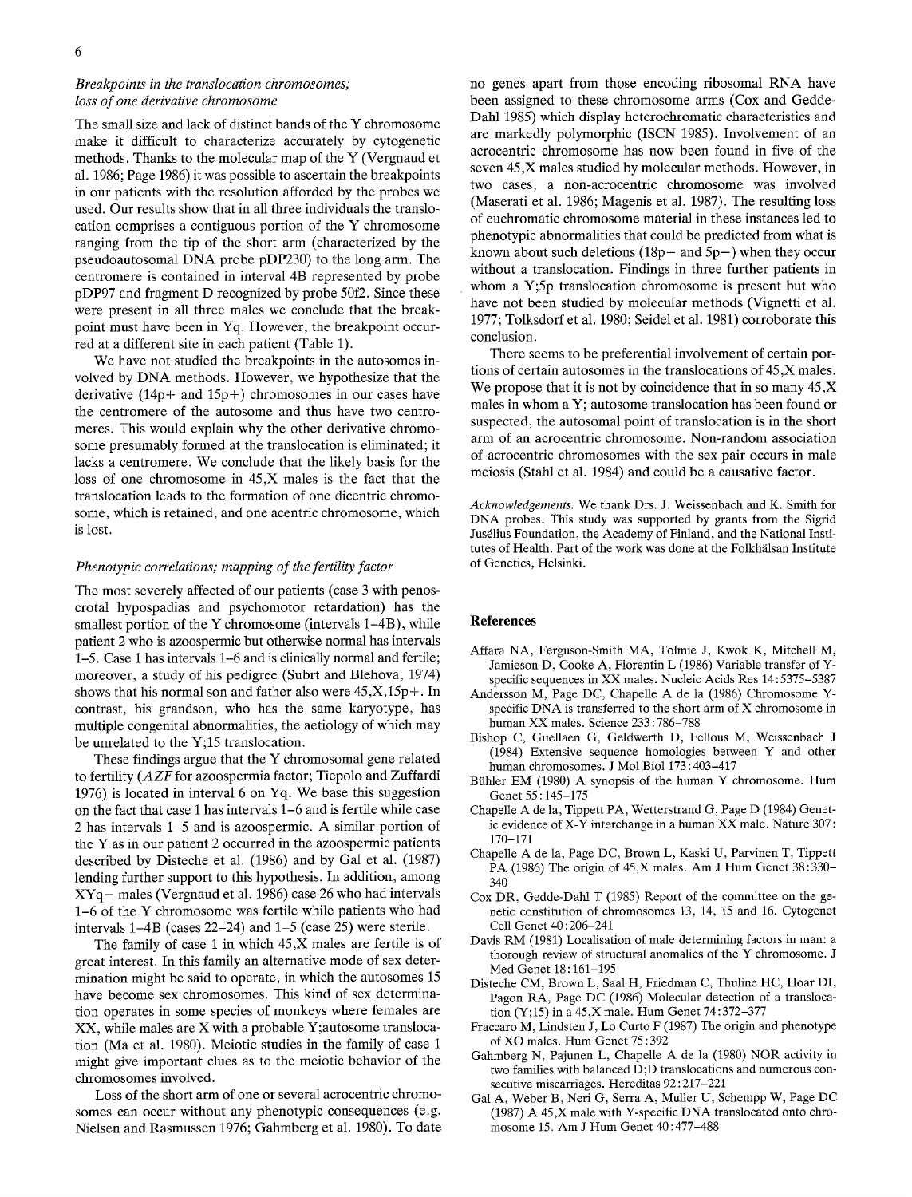### *Breakpoints in the translocation chromosomes; loss of one derivative chromosome*

The small size and lack of distinct bands of the Y chromosome make it difficult to characterize accurately by cytogenetic methods. Thanks to the molecular map of the Y (Vergnaud et al. 1986; Page 1986) it was possible to ascertain the breakpoints in our patients with the resolution afforded by the probes we used. Our results show that in all three individuals the translocation comprises a contiguous portion of the Y chromosome ranging from the tip of the short arm (characterized by the pseudoautosomal DNA probe pDP230) to the long arm. The centromere is contained in interval 4B represented by probe pDP97 and fragment D recognized by probe 50f2. Since these were present in all three males we conclude that the breakpoint must have been in Yq. However, the breakpoint occurred at a different site in each patient (Table 1).

We have not studied the breakpoints in the autosomes involved by DNA methods. However, we hypothesize that the derivative (14p+ and 15p+) chromosomes in our cases have the centromere of the autosome and thus have two centromeres. This would explain why the other derivative chromosome presumably formed at the translocation is eliminated; it lacks a centromere. We conclude that the likely basis for the loss of one chromosome in 45,X males is the fact that the translocation leads to the formation of one dicentric chromosome, which is retained, and one acentric chromosome, which is lost.

### *Phenotypic correlations; mapping of the fertility factor*

The most severely affected of our patients (case 3 with penoscrotal hypospadias and psychomotor retardation) has the smallest portion of the Y chromosome (intervals 1–4B), while patient 2 who is azoospermic but otherwise normal has intervals 1–5. Case 1 has intervals 1–6 and is clinically normal and fertile; moreover, a study of his pedigree (Subrt and Blehova, 1974) shows that his normal son and father also were 45,X,15p+. In contrast, his grandson, who has the same karyotype, has multiple congenital abnormalities, the aetiology of which may be unrelated to the Y;15 translocation.

These findings argue that the Y chromosomal gene related to fertility (*AZF* for azoospermia factor; Tiepolo and Zuffardi 1976) is located in interval 6 on Yq. We base this suggestion on the fact that case 1 has intervals 1–6 and is fertile while case 2 has intervals 1–5 and is azoospermic. A similar portion of the Y as in our patient 2 occurred in the azoospermic patients described by Disteche et al. (1986) and by Gal et al. (1987) lending further support to this hypothesis. In addition, among XYq− males (Vergnaud et al. 1986) case 26 who had intervals 1–6 of the Y chromosome was fertile while patients who had intervals 1–4B (cases 22–24) and 1–5 (case 25) were sterile.

The family of case 1 in which 45,X males are fertile is of great interest. In this family an alternative mode of sex determination might be said to operate, in which the autosomes 15 have become sex chromosomes. This kind of sex determination operates in some species of monkeys where females are XX, while males are X with a probable Y;autosome translocation (Ma et al. 1980). Meiotic studies in the family of case 1 might give important clues as to the meiotic behavior of the chromosomes involved.

Loss of the short arm of one or several acrocentric chromosomes can occur without any phenotypic consequences (e.g. Nielsen and Rasmussen 1976; Gahmberg et al. 1980). To date no genes apart from those encoding ribosomal RNA have been assigned to these chromosome arms (Cox and Gedde-Dahl 1985) which display heterochromatic characteristics and are markedly polymorphic (ISCN 1985). Involvement of an acrocentric chromosome has now been found in five of the seven 45,X males studied by molecular methods. However, in two cases, a non-acrocentric chromosome was involved (Maserati et al. 1986; Magenis et al. 1987). The resulting loss of euchromatic chromosome material in these instances led to phenotypic abnormalities that could be predicted from what is known about such deletions (18p− and 5p−) when they occur without a translocation. Findings in three further patients in whom a Y;5p translocation chromosome is present but who have not been studied by molecular methods (Vignetti et al. 1977; Tolksdorf et al. 1980; Seidel et al. 1981) corroborate this conclusion.

There seems to be preferential involvement of certain portions of certain autosomes in the translocations of 45,X males. We propose that it is not by coincidence that in so many 45,X males in whom a Y; autosome translocation has been found or suspected, the autosomal point of translocation is in the short arm of an acrocentric chromosome. Non-random association of acrocentric chromosomes with the sex pair occurs in male meiosis (Stahl et al. 1984) and could be a causative factor.

*Acknowledgements.* We thank Drs. J. Weissenbach and K. Smith for DNA probes. This study was supported by grants from the Sigrid Jusélius Foundation, the Academy of Finland, and the National Institutes of Health. Part of the work was done at the Folkhälsan Institute of Genetics, Helsinki.

## References

- Affara NA, Ferguson-Smith MA, Tolmie J, Kwok K, Mitchell M, Jamieson D, Cooke A, Florentin L (1986) Variable transfer of Y-specific sequences in XX males. Nucleic Acids Res 14:5375–5387
- Andersson M, Page DC, Chapelle A de la (1986) Chromosome Y-specific DNA is transferred to the short arm of X chromosome in human XX males. Science 233:786–788
- Bishop C, Guellaen G, Geldwerth D, Fellous M, Weissenbach J (1984) Extensive sequence homologies between Y and other human chromosomes. J Mol Biol 173:403–417
- Bühler EM (1980) A synopsis of the human Y chromosome. Hum Genet 55:145–175
- Chapelle A de la, Tippett PA, Wetterstrand G, Page D (1984) Genetic evidence of X-Y interchange in a human XX male. Nature 307:170–171
- Chapelle A de la, Page DC, Brown L, Kaski U, Parvinen T, Tippett PA (1986) The origin of 45,X males. Am J Hum Genet 38:330–340
- Cox DR, Gedde-Dahl T (1985) Report of the committee on the genetic constitution of chromosomes 13, 14, 15 and 16. Cytogenet Cell Genet 40:206–241
- Davis RM (1981) Localisation of male determining factors in man: a thorough review of structural anomalies of the Y chromosome. J Med Genet 18:161–195
- Disteche CM, Brown L, Saal H, Friedman C, Thuline HC, Hoar DI, Pagon RA, Page DC (1986) Molecular detection of a translocation (Y;15) in a 45,X male. Hum Genet 74:372–377
- Fraccaro M, Lindsten J, Lo Curto F (1987) The origin and phenotype of XO males. Hum Genet 75:392
- Gahmberg N, Pajunen L, Chapelle A de la (1980) NOR activity in two families with balanced D;D translocations and numerous consecutive miscarriages. Hereditas 92:217–221
- Gal A, Weber B, Neri G, Serra A, Muller U, Schempp W, Page DC (1987) A 45,X male with Y-specific DNA translocated onto chromosome 15. Am J Hum Genet 40:477–488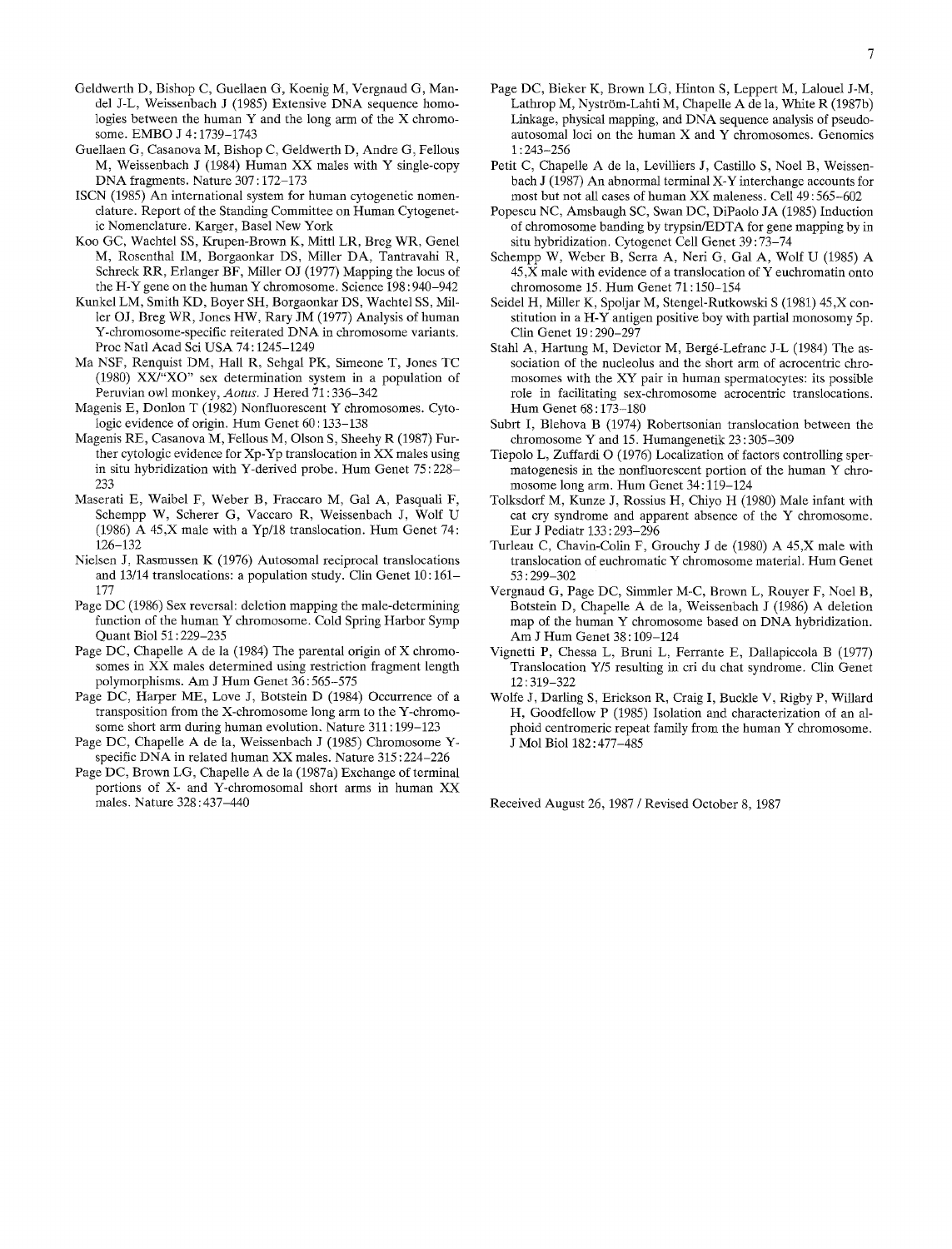Geldwerth D, Bishop C, Guellaen G, Koenig M, Vergnaud G, Mandel J-L, Weissenbach J (1985) Extensive DNA sequence homologies between the human Y and the long arm of the X chromosome. EMBO J 4:1739–1743

Guellaen G, Casanova M, Bishop C, Geldwerth D, Andre G, Fellous M, Weissenbach J (1984) Human XX males with Y single-copy DNA fragments. Nature 307:172–173

ISCN (1985) An international system for human cytogenetic nomenclature. Report of the Standing Committee on Human Cytogenetic Nomenclature. Karger, Basel New York

Koo GC, Wachtel SS, Krupen-Brown K, Mittl LR, Breg WR, Genel M, Rosenthal IM, Borgaonkar DS, Miller DA, Tantravahi R, Schreck RR, Erlanger BF, Miller OJ (1977) Mapping the locus of the H-Y gene on the human Y chromosome. Science 198:940–942

Kunkel LM, Smith KD, Boyer SH, Borgaonkar DS, Wachtel SS, Miller OJ, Breg WR, Jones HW, Rary JM (1977) Analysis of human Y-chromosome-specific reiterated DNA in chromosome variants. Proc Natl Acad Sci USA 74:1245–1249

Ma NSF, Renquist DM, Hall R, Sehgal PK, Simeone T, Jones TC (1980) XX/"XO" sex determination system in a population of Peruvian owl monkey, *Aotus*. J Hered 71:336–342

Magenis E, Donlon T (1982) Nonfluorescent Y chromosomes. Cytologic evidence of origin. Hum Genet 60:133–138

Magenis RE, Casanova M, Fellous M, Olson S, Sheehy R (1987) Further cytologic evidence for Xp-Yp translocation in XX males using in situ hybridization with Y-derived probe. Hum Genet 75:228–233

Maserati E, Waibel F, Weber B, Fraccaro M, Gal A, Pasquali F, Schempp W, Scherer G, Vaccaro R, Weissenbach J, Wolf U (1986) A 45,X male with a Yp/18 translocation. Hum Genet 74: 126–132

Nielsen J, Rasmussen K (1976) Autosomal reciprocal translocations and 13/14 translocations: a population study. Clin Genet 10:161–177

Page DC (1986) Sex reversal: deletion mapping the male-determining function of the human Y chromosome. Cold Spring Harbor Symp Quant Biol 51:229–235

Page DC, Chapelle A de la (1984) The parental origin of X chromosomes in XX males determined using restriction fragment length polymorphisms. Am J Hum Genet 36:565–575

Page DC, Harper ME, Love J, Botstein D (1984) Occurrence of a transposition from the X-chromosome long arm to the Y-chromosome short arm during human evolution. Nature 311:199–123

Page DC, Chapelle A de la, Weissenbach J (1985) Chromosome Y-specific DNA in related human XX males. Nature 315:224–226

Page DC, Brown LG, Chapelle A de la (1987a) Exchange of terminal portions of X- and Y-chromosomal short arms in human XX males. Nature 328:437–440

Page DC, Bieker K, Brown LG, Hinton S, Leppert M, Lalouel J-M, Lathrop M, Nyström-Lahti M, Chapelle A de la, White R (1987b) Linkage, physical mapping, and DNA sequence analysis of pseudoautosomal loci on the human X and Y chromosomes. Genomics 1:243–256

Petit C, Chapelle A de la, Levilliers J, Castillo S, Noel B, Weissenbach J (1987) An abnormal terminal X-Y interchange accounts for most but not all cases of human XX maleness. Cell 49:565–602

Popescu NC, Amsbaugh SC, Swan DC, DiPaolo JA (1985) Induction of chromosome banding by trypsin/EDTA for gene mapping by in situ hybridization. Cytogenet Cell Genet 39:73–74

Schempp W, Weber B, Serra A, Neri G, Gal A, Wolf U (1985) A 45,X male with evidence of a translocation of Y euchromatin onto chromosome 15. Hum Genet 71:150–154

Seidel H, Miller K, Spoljar M, Stengel-Rutkowski S (1981) 45,X constitution in a H-Y antigen positive boy with partial monosomy 5p. Clin Genet 19:290–297

Stahl A, Hartung M, Devictor M, Bergé-Lefranc J-L (1984) The association of the nucleolus and the short arm of acrocentric chromosomes with the XY pair in human spermatocytes: its possible role in facilitating sex-chromosome acrocentric translocations. Hum Genet 68:173–180

Subrt I, Blehova B (1974) Robertsonian translocation between the chromosome Y and 15. Humangenetik 23:305–309

Tiepolo L, Zuffardi O (1976) Localization of factors controlling spermatogenesis in the nonfluorescent portion of the human Y chromosome long arm. Hum Genet 34:119–124

Tolksdorf M, Kunze J, Rossius H, Chiyo H (1980) Male infant with cat cry syndrome and apparent absence of the Y chromosome. Eur J Pediatr 133:293–296

Turleau C, Chavin-Colin F, Grouchy J de (1980) A 45,X male with translocation of euchromatic Y chromosome material. Hum Genet 53:299–302

Vergnaud G, Page DC, Simmler M-C, Brown L, Rouyer F, Noel B, Botstein D, Chapelle A de la, Weissenbach J (1986) A deletion map of the human Y chromosome based on DNA hybridization. Am J Hum Genet 38:109–124

Vignetti P, Chessa L, Bruni L, Ferrante E, Dallapiccola B (1977) Translocation Y/5 resulting in cri du chat syndrome. Clin Genet 12:319–322

Wolfe J, Darling S, Erickson R, Craig I, Buckle V, Rigby P, Willard H, Goodfellow P (1985) Isolation and characterization of an alphoid centromeric repeat family from the human Y chromosome. J Mol Biol 182:477–485

Received August 26, 1987 / Revised October 8, 1987